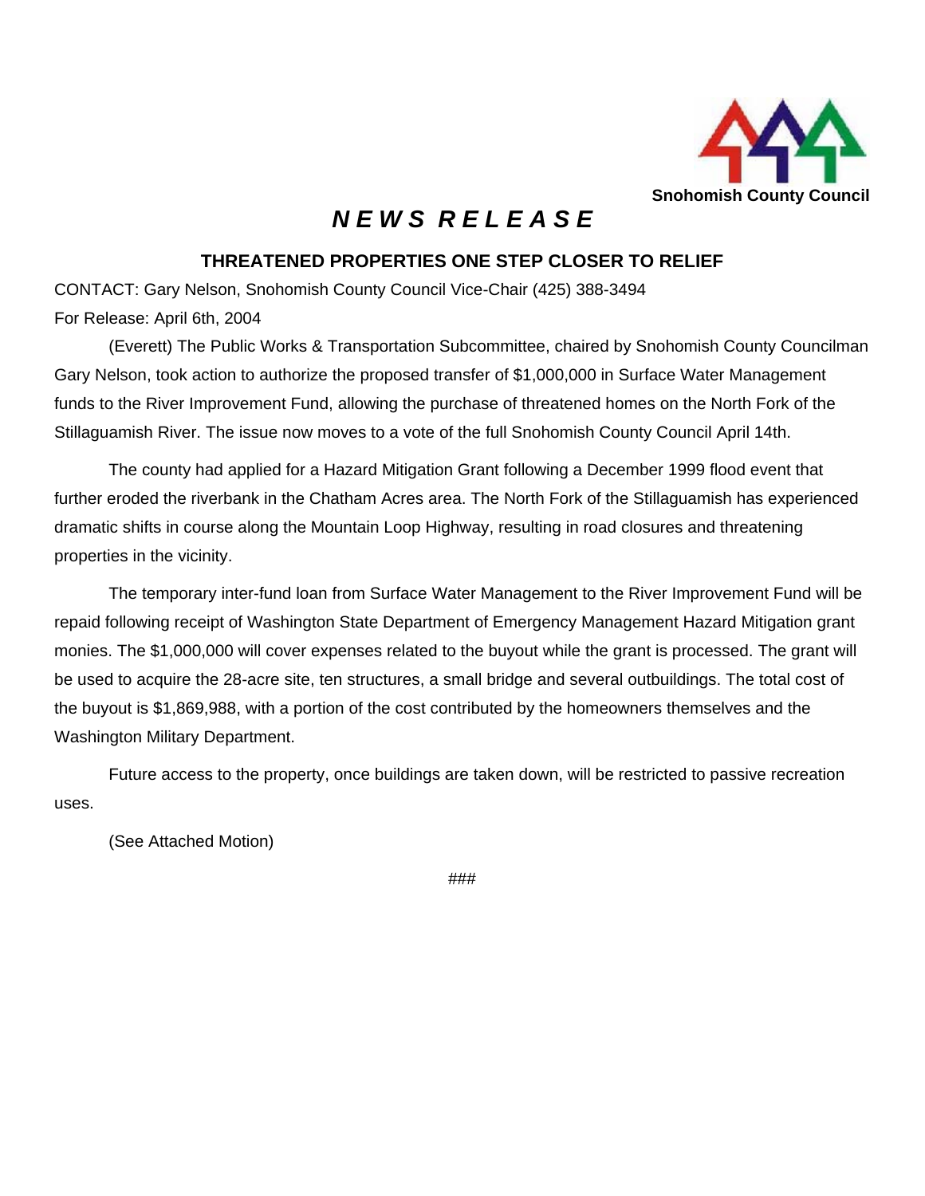Snohomish County Council

# *NEWS RELEASE*

## THREATENED PROPERTIES ONE STEP CLOSER TO RELIEF

CONTACT: Gary Nelson, Snohomish County Council Vice-Chair (425) 388-3494

For Release: April 6th, 2004

(Everett) The Public Works & Transportation Subcommittee, chaired by Snohomish County Councilman Gary Nelson, took action to authorize the proposed transfer of $1,000,000 in Surface Water Management funds to the River Improvement Fund, allowing the purchase of threatened homes on the North Fork of the Stillaguamish River. The issue now moves to a vote of the full Snohomish County Council April 14th.

The county had applied for a Hazard Mitigation Grant following a December 1999 flood event that further eroded the riverbank in the Chatham Acres area. The North Fork of the Stillaguamish has experienced dramatic shifts in course along the Mountain Loop Highway, resulting in road closures and threatening properties in the vicinity.

The temporary inter-fund loan from Surface Water Management to the River Improvement Fund will be repaid following receipt of Washington State Department of Emergency Management Hazard Mitigation grant monies. The $1,000,000 will cover expenses related to the buyout while the grant is processed. The grant will be used to acquire the 28-acre site, ten structures, a small bridge and several outbuildings. The total cost of the buyout is $1,869,988, with a portion of the cost contributed by the homeowners themselves and the Washington Military Department.

Future access to the property, once buildings are taken down, will be restricted to passive recreation uses.

(See Attached Motion)

###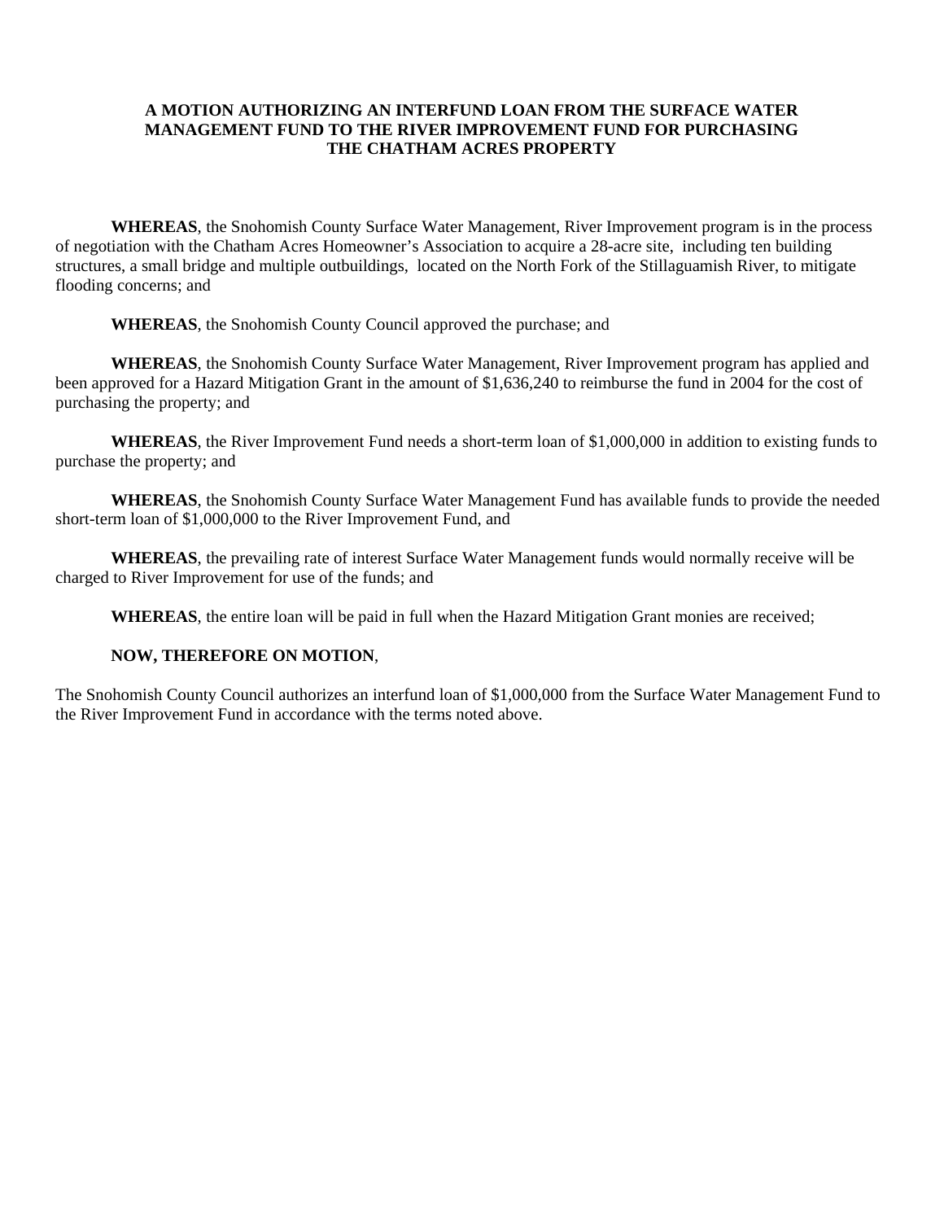**A MOTION AUTHORIZING AN INTERFUND LOAN FROM THE SURFACE WATER MANAGEMENT FUND TO THE RIVER IMPROVEMENT FUND FOR PURCHASING THE CHATHAM ACRES PROPERTY**

**WHEREAS**, the Snohomish County Surface Water Management, River Improvement program is in the process of negotiation with the Chatham Acres Homeowner's Association to acquire a 28-acre site, including ten building structures, a small bridge and multiple outbuildings, located on the North Fork of the Stillaguamish River, to mitigate flooding concerns; and

**WHEREAS**, the Snohomish County Council approved the purchase; and

**WHEREAS**, the Snohomish County Surface Water Management, River Improvement program has applied and been approved for a Hazard Mitigation Grant in the amount of $1,636,240 to reimburse the fund in 2004 for the cost of purchasing the property; and

**WHEREAS**, the River Improvement Fund needs a short-term loan of $1,000,000 in addition to existing funds to purchase the property; and

**WHEREAS**, the Snohomish County Surface Water Management Fund has available funds to provide the needed short-term loan of $1,000,000 to the River Improvement Fund, and

**WHEREAS**, the prevailing rate of interest Surface Water Management funds would normally receive will be charged to River Improvement for use of the funds; and

**WHEREAS**, the entire loan will be paid in full when the Hazard Mitigation Grant monies are received;

**NOW, THEREFORE ON MOTION**,

The Snohomish County Council authorizes an interfund loan of $1,000,000 from the Surface Water Management Fund to the River Improvement Fund in accordance with the terms noted above.